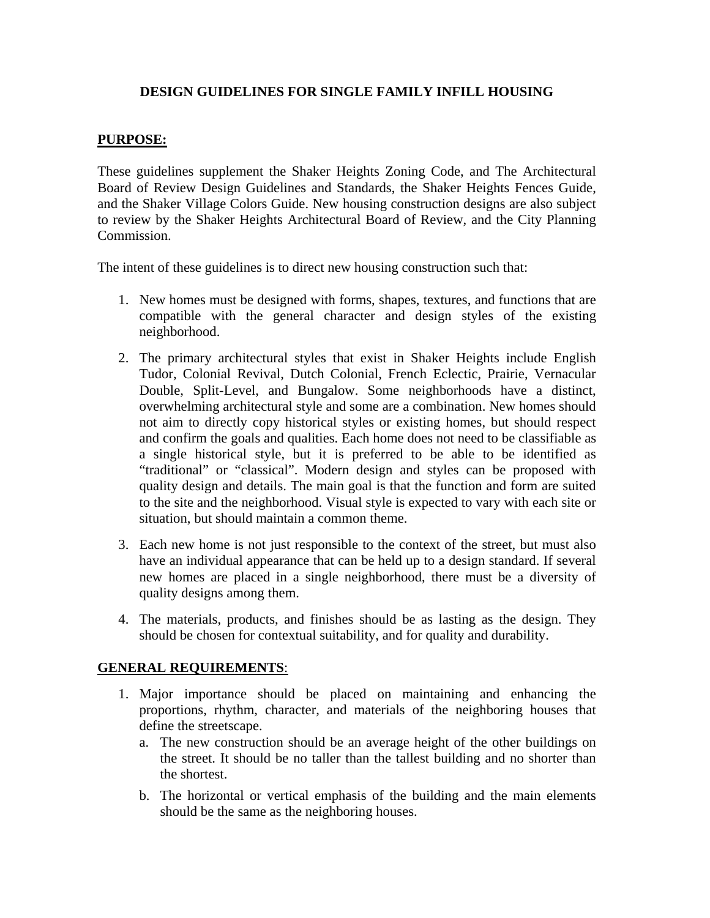# DESIGN GUIDELINES FOR SINGLE FAMILY INFILL HOUSING

## PURPOSE:

These guidelines supplement the Shaker Heights Zoning Code, and The Architectural Board of Review Design Guidelines and Standards, the Shaker Heights Fences Guide, and the Shaker Village Colors Guide. New housing construction designs are also subject to review by the Shaker Heights Architectural Board of Review, and the City Planning Commission.

The intent of these guidelines is to direct new housing construction such that:

1. New homes must be designed with forms, shapes, textures, and functions that are compatible with the general character and design styles of the existing neighborhood.
2. The primary architectural styles that exist in Shaker Heights include English Tudor, Colonial Revival, Dutch Colonial, French Eclectic, Prairie, Vernacular Double, Split-Level, and Bungalow. Some neighborhoods have a distinct, overwhelming architectural style and some are a combination. New homes should not aim to directly copy historical styles or existing homes, but should respect and confirm the goals and qualities. Each home does not need to be classifiable as a single historical style, but it is preferred to be able to be identified as "traditional" or "classical". Modern design and styles can be proposed with quality design and details. The main goal is that the function and form are suited to the site and the neighborhood. Visual style is expected to vary with each site or situation, but should maintain a common theme.
3. Each new home is not just responsible to the context of the street, but must also have an individual appearance that can be held up to a design standard. If several new homes are placed in a single neighborhood, there must be a diversity of quality designs among them.
4. The materials, products, and finishes should be as lasting as the design. They should be chosen for contextual suitability, and for quality and durability.

## GENERAL REQUIREMENTS:

1. Major importance should be placed on maintaining and enhancing the proportions, rhythm, character, and materials of the neighboring houses that define the streetscape.
   a. The new construction should be an average height of the other buildings on the street. It should be no taller than the tallest building and no shorter than the shortest.
   b. The horizontal or vertical emphasis of the building and the main elements should be the same as the neighboring houses.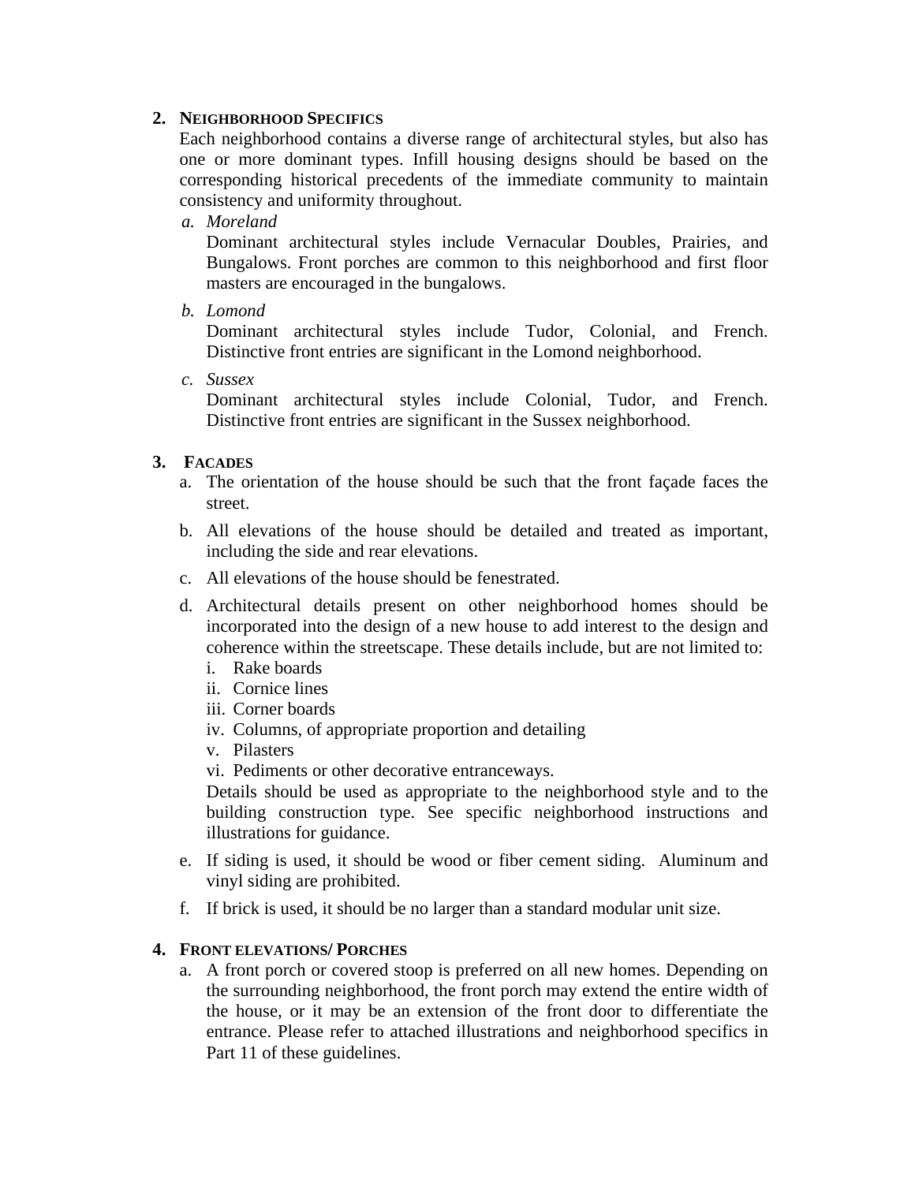## 2. NEIGHBORHOOD SPECIFICS

Each neighborhood contains a diverse range of architectural styles, but also has one or more dominant types. Infill housing designs should be based on the corresponding historical precedents of the immediate community to maintain consistency and uniformity throughout.

a. *Moreland*

   Dominant architectural styles include Vernacular Doubles, Prairies, and Bungalows. Front porches are common to this neighborhood and first floor masters are encouraged in the bungalows.

b. *Lomond*

   Dominant architectural styles include Tudor, Colonial, and French. Distinctive front entries are significant in the Lomond neighborhood.

c. *Sussex*

   Dominant architectural styles include Colonial, Tudor, and French. Distinctive front entries are significant in the Sussex neighborhood.

## 3. FACADES

a. The orientation of the house should be such that the front façade faces the street.

b. All elevations of the house should be detailed and treated as important, including the side and rear elevations.

c. All elevations of the house should be fenestrated.

d. Architectural details present on other neighborhood homes should be incorporated into the design of a new house to add interest to the design and coherence within the streetscape. These details include, but are not limited to:
   i. Rake boards
   ii. Cornice lines
   iii. Corner boards
   iv. Columns, of appropriate proportion and detailing
   v. Pilasters
   vi. Pediments or other decorative entranceways.

   Details should be used as appropriate to the neighborhood style and to the building construction type. See specific neighborhood instructions and illustrations for guidance.

e. If siding is used, it should be wood or fiber cement siding. Aluminum and vinyl siding are prohibited.

f. If brick is used, it should be no larger than a standard modular unit size.

## 4. FRONT ELEVATIONS/ PORCHES

a. A front porch or covered stoop is preferred on all new homes. Depending on the surrounding neighborhood, the front porch may extend the entire width of the house, or it may be an extension of the front door to differentiate the entrance. Please refer to attached illustrations and neighborhood specifics in Part 11 of these guidelines.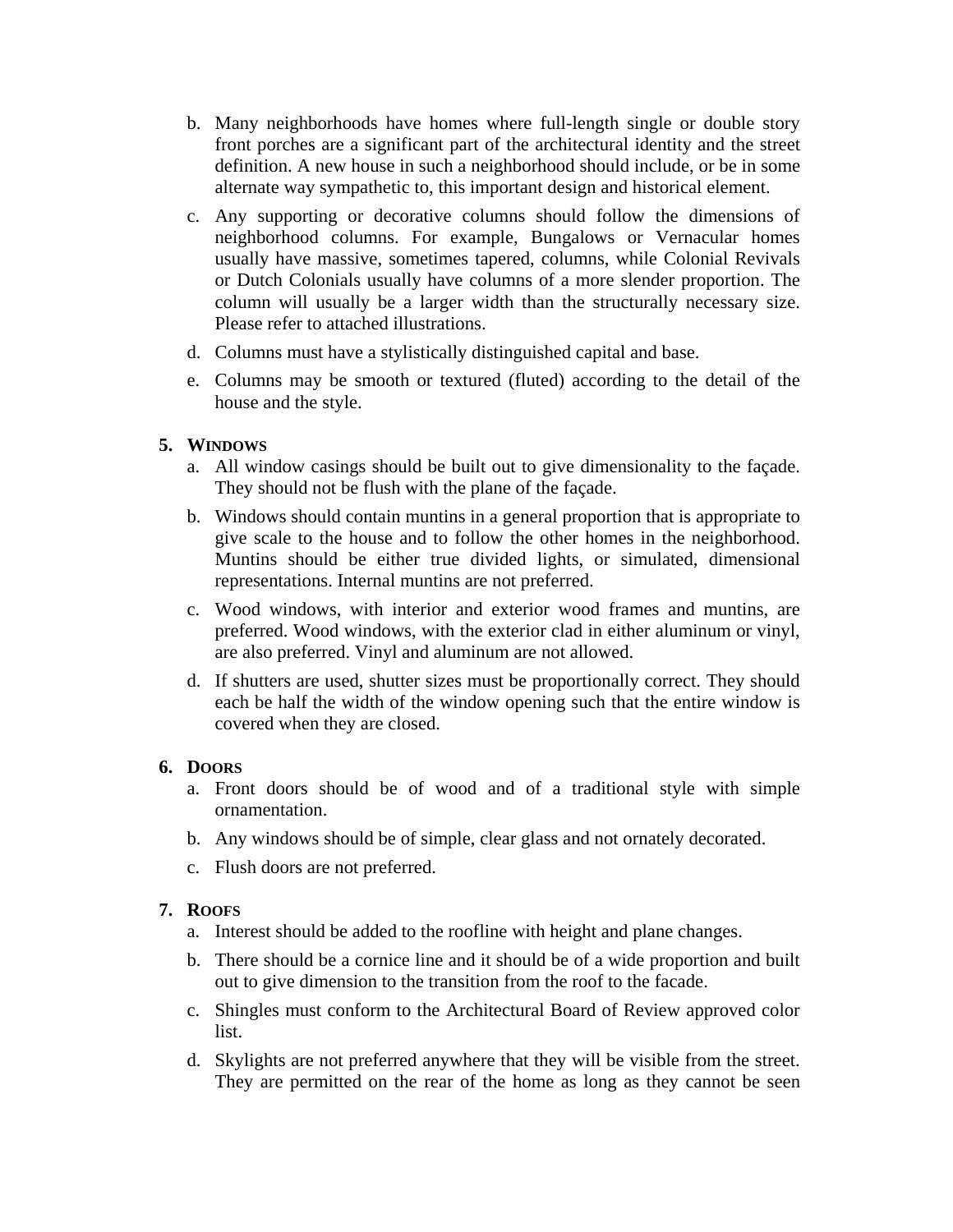b. Many neighborhoods have homes where full-length single or double story front porches are a significant part of the architectural identity and the street definition. A new house in such a neighborhood should include, or be in some alternate way sympathetic to, this important design and historical element.

c. Any supporting or decorative columns should follow the dimensions of neighborhood columns. For example, Bungalows or Vernacular homes usually have massive, sometimes tapered, columns, while Colonial Revivals or Dutch Colonials usually have columns of a more slender proportion. The column will usually be a larger width than the structurally necessary size. Please refer to attached illustrations.

d. Columns must have a stylistically distinguished capital and base.

e. Columns may be smooth or textured (fluted) according to the detail of the house and the style.

### 5. Windows

a. All window casings should be built out to give dimensionality to the façade. They should not be flush with the plane of the façade.

b. Windows should contain muntins in a general proportion that is appropriate to give scale to the house and to follow the other homes in the neighborhood. Muntins should be either true divided lights, or simulated, dimensional representations. Internal muntins are not preferred.

c. Wood windows, with interior and exterior wood frames and muntins, are preferred. Wood windows, with the exterior clad in either aluminum or vinyl, are also preferred. Vinyl and aluminum are not allowed.

d. If shutters are used, shutter sizes must be proportionally correct. They should each be half the width of the window opening such that the entire window is covered when they are closed.

### 6. Doors

a. Front doors should be of wood and of a traditional style with simple ornamentation.

b. Any windows should be of simple, clear glass and not ornately decorated.

c. Flush doors are not preferred.

### 7. Roofs

a. Interest should be added to the roofline with height and plane changes.

b. There should be a cornice line and it should be of a wide proportion and built out to give dimension to the transition from the roof to the facade.

c. Shingles must conform to the Architectural Board of Review approved color list.

d. Skylights are not preferred anywhere that they will be visible from the street. They are permitted on the rear of the home as long as they cannot be seen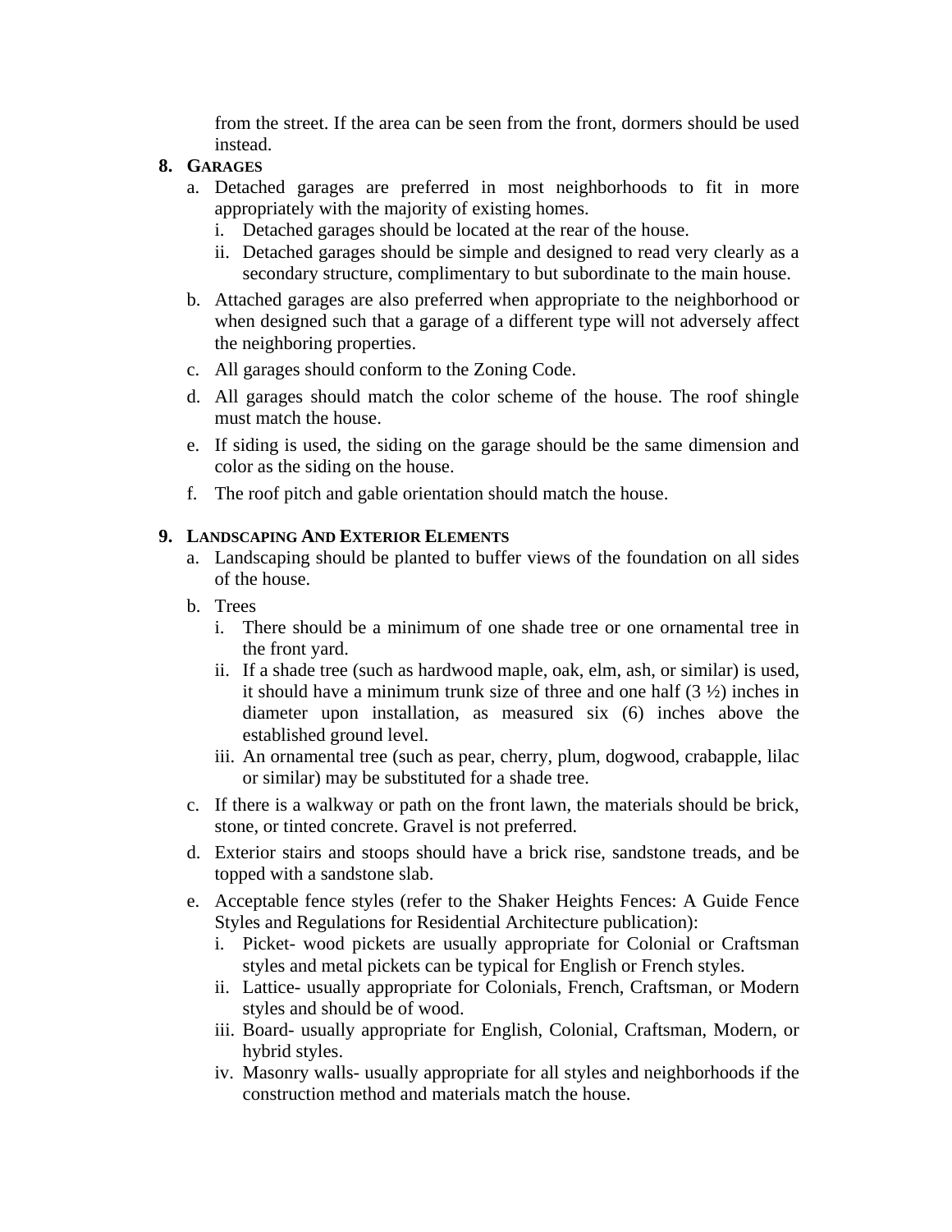from the street. If the area can be seen from the front, dormers should be used instead.

8. **GARAGES**
   a. Detached garages are preferred in most neighborhoods to fit in more appropriately with the majority of existing homes.
      i. Detached garages should be located at the rear of the house.
      ii. Detached garages should be simple and designed to read very clearly as a secondary structure, complimentary to but subordinate to the main house.
   b. Attached garages are also preferred when appropriate to the neighborhood or when designed such that a garage of a different type will not adversely affect the neighboring properties.
   c. All garages should conform to the Zoning Code.
   d. All garages should match the color scheme of the house. The roof shingle must match the house.
   e. If siding is used, the siding on the garage should be the same dimension and color as the siding on the house.
   f. The roof pitch and gable orientation should match the house.

9. **LANDSCAPING AND EXTERIOR ELEMENTS**
   a. Landscaping should be planted to buffer views of the foundation on all sides of the house.
   b. Trees
      i. There should be a minimum of one shade tree or one ornamental tree in the front yard.
      ii. If a shade tree (such as hardwood maple, oak, elm, ash, or similar) is used, it should have a minimum trunk size of three and one half (3 ½) inches in diameter upon installation, as measured six (6) inches above the established ground level.
      iii. An ornamental tree (such as pear, cherry, plum, dogwood, crabapple, lilac or similar) may be substituted for a shade tree.
   c. If there is a walkway or path on the front lawn, the materials should be brick, stone, or tinted concrete. Gravel is not preferred.
   d. Exterior stairs and stoops should have a brick rise, sandstone treads, and be topped with a sandstone slab.
   e. Acceptable fence styles (refer to the Shaker Heights Fences: A Guide Fence Styles and Regulations for Residential Architecture publication):
      i. Picket- wood pickets are usually appropriate for Colonial or Craftsman styles and metal pickets can be typical for English or French styles.
      ii. Lattice- usually appropriate for Colonials, French, Craftsman, or Modern styles and should be of wood.
      iii. Board- usually appropriate for English, Colonial, Craftsman, Modern, or hybrid styles.
      iv. Masonry walls- usually appropriate for all styles and neighborhoods if the construction method and materials match the house.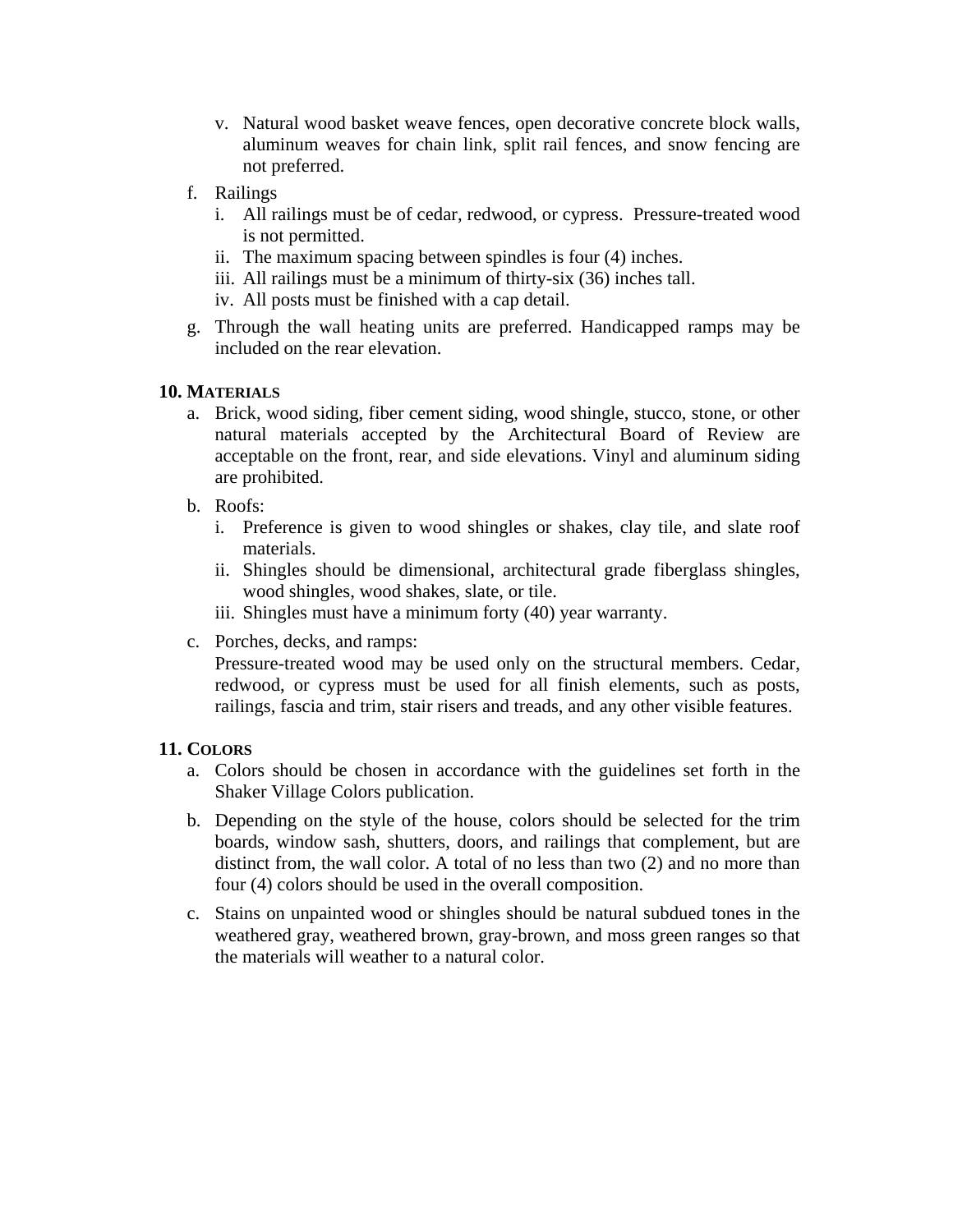v. Natural wood basket weave fences, open decorative concrete block walls, aluminum weaves for chain link, split rail fences, and snow fencing are not preferred.

f. Railings
   i. All railings must be of cedar, redwood, or cypress. Pressure-treated wood is not permitted.
   ii. The maximum spacing between spindles is four (4) inches.
   iii. All railings must be a minimum of thirty-six (36) inches tall.
   iv. All posts must be finished with a cap detail.

g. Through the wall heating units are preferred. Handicapped ramps may be included on the rear elevation.

**10. MATERIALS**

a. Brick, wood siding, fiber cement siding, wood shingle, stucco, stone, or other natural materials accepted by the Architectural Board of Review are acceptable on the front, rear, and side elevations. Vinyl and aluminum siding are prohibited.

b. Roofs:
   i. Preference is given to wood shingles or shakes, clay tile, and slate roof materials.
   ii. Shingles should be dimensional, architectural grade fiberglass shingles, wood shingles, wood shakes, slate, or tile.
   iii. Shingles must have a minimum forty (40) year warranty.

c. Porches, decks, and ramps:
   Pressure-treated wood may be used only on the structural members. Cedar, redwood, or cypress must be used for all finish elements, such as posts, railings, fascia and trim, stair risers and treads, and any other visible features.

**11. COLORS**

a. Colors should be chosen in accordance with the guidelines set forth in the Shaker Village Colors publication.

b. Depending on the style of the house, colors should be selected for the trim boards, window sash, shutters, doors, and railings that complement, but are distinct from, the wall color. A total of no less than two (2) and no more than four (4) colors should be used in the overall composition.

c. Stains on unpainted wood or shingles should be natural subdued tones in the weathered gray, weathered brown, gray-brown, and moss green ranges so that the materials will weather to a natural color.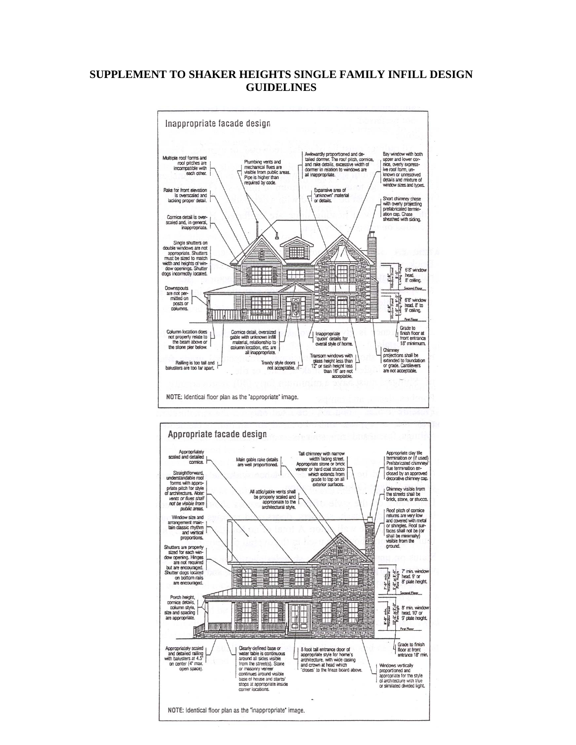# SUPPLEMENT TO SHAKER HEIGHTS SINGLE FAMILY INFILL DESIGN GUIDELINES

Inappropriate facade design

Multiple roof forms and roof pitches are incompatible with each other.

Plumbing vents and mechanical flues are visible from public areas. Pipe is higher than required by code.

Awkwardly proportioned and detailed dormer. The roof pitch, cornice, and rake details, excessive width of dormer in relation to windows are all inappropriate.

Bay window with both upper and lower cornice, overly expressive roof form, unknown or unresolved details and mixture of window sizes and types.

Rake for front elevation is overscaled and lacking proper detail.

Expansive area of "unknown" material or details.

Short chimney chase with overly projecting prefabricated termination cap. Chase sheathed with siding.

Cornice detail is overscaled and, in general, inappropriate.

Single shutters on double windows are not appropriate. Shutters must be sized to match width and heights of window openings. Shutter dogs incorrectly located.

6'8" window head, 8' ceiling.

Second Floor

Downspouts are not permitted on posts or columns.

6'8" window head, 8' to 9' ceiling.

First Floor

Grade to finish floor at front entrance 18" minimum.

Column location does not properly relate to the beam above or the stone pier below.

Cornice detail, oversized gable with unknown infill material, relationship to column location, etc. are all inappropriate.

Inappropriate 'quoin' details for overall style of home.

Chimney projections shall be extended to foundation or grade. Cantilevers are not acceptable.

Transom windows with glass height less than 12" or sash height less than 16" are not acceptable.

Railing is too tall and balusters are too far apart.

Trendy style doors not acceptable.

NOTE: Identical floor plan as the "appropriate" image.

Appropriate facade design

Appropriately scaled and detailed cornice.

Main gable rake details are well proportioned.

Tall chimney with narrow width facing street. Appropriate stone or brick veneer or hard coat stucco which extends from grade to top on all exterior surfaces.

Appropriate clay tile termination or (if used) Prefabricated chimney/ flue termination enclosed by an approved decorative chimney cap.

Straightforward, understandable roof forms with appropriate pitch for style of architecture. *Note: vents or flues shall not be visible from public areas.*

All attic/gable vents shall be properly scaled and appropriate to the architectural style.

Chimney visible from the streets shall be brick, stone, or stucco.

Window size and arrangement maintain classic rhythm and vertical proportions.

Roof pitch of cornice returns are very low and covered with metal or shingles. Roof surfaces shall not be (or shall be minimally) visible from the ground.

Shutters are properly sized for each window opening. Hinges are not required but are encouraged. Shutter dogs located on bottom rails are encouraged.

7' min. window head. 9' or 8' plate height.

Second Floor

Porch height, cornice details, column style, size and spacing are appropriate.

8' min. window head. 10' or 9' plate height.

First Floor

Grade to finish floor at front entrance 18" min.

Appropriately scaled and detailed railing with balusters at 4.5" on center (4" max. open space).

Clearly defined base or water table is continuous around all sides visible from the street(s). Stone or masonry veneer continues around visible base of house and starts/ stops at appropriate inside corner locations.

8 foot tall entrance door of appropriate style for home's architecture, with wide casing and crown at head which 'closes' to the frieze board above.

Windows vertically proportioned and appropriate for the style of architecture with true or simulated divided light.

NOTE: Identical floor plan as the "inappropriate" image.